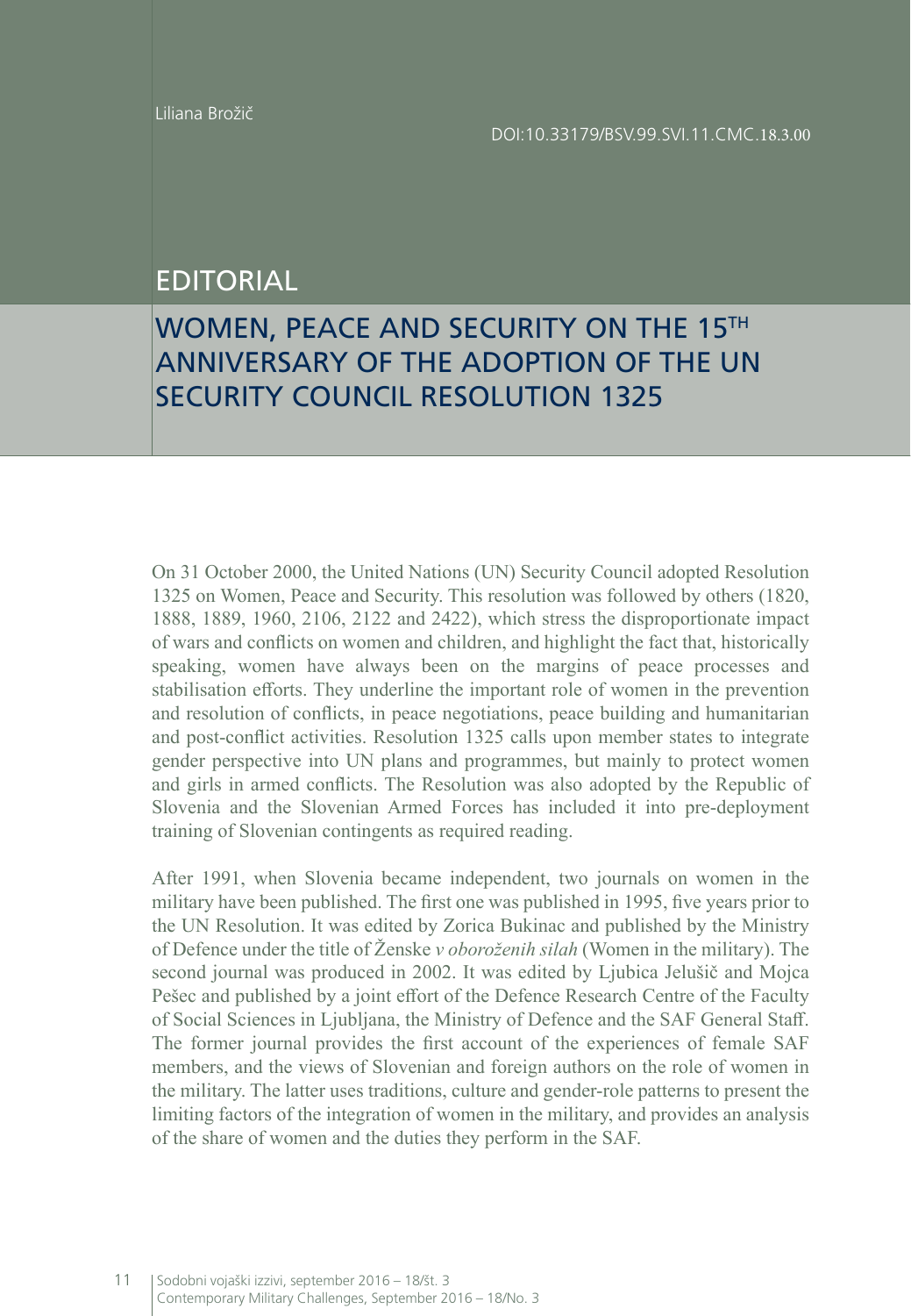Liliana Brožič

DOI:10.33179/BSV.99.SVI.11.CMC.18.3.00

# EDITORIAL

# WOMEN, PEACE AND SECURITY ON THE 15TH ANNIVERSARY OF THE ADOPTION OF THE UN SECURITY COUNCIL RESOLUTION 1325

On 31 October 2000, the United Nations (UN) Security Council adopted Resolution 1325 on Women, Peace and Security. This resolution was followed by others (1820, 1888, 1889, 1960, 2106, 2122 and 2422), which stress the disproportionate impact of wars and conflicts on women and children, and highlight the fact that, historically speaking, women have always been on the margins of peace processes and stabilisation efforts. They underline the important role of women in the prevention and resolution of conflicts, in peace negotiations, peace building and humanitarian and post-conflict activities. Resolution 1325 calls upon member states to integrate gender perspective into UN plans and programmes, but mainly to protect women and girls in armed conflicts. The Resolution was also adopted by the Republic of Slovenia and the Slovenian Armed Forces has included it into pre-deployment training of Slovenian contingents as required reading.

After 1991, when Slovenia became independent, two journals on women in the military have been published. The first one was published in 1995, five years prior to the UN Resolution. It was edited by Zorica Bukinac and published by the Ministry of Defence under the title of Ženske *v oboroženih silah* (Women in the military). The second journal was produced in 2002. It was edited by Ljubica Jelušič and Mojca Pešec and published by a joint effort of the Defence Research Centre of the Faculty of Social Sciences in Ljubljana, the Ministry of Defence and the SAF General Staff. The former journal provides the first account of the experiences of female SAF members, and the views of Slovenian and foreign authors on the role of women in the military. The latter uses traditions, culture and gender-role patterns to present the limiting factors of the integration of women in the military, and provides an analysis of the share of women and the duties they perform in the SAF.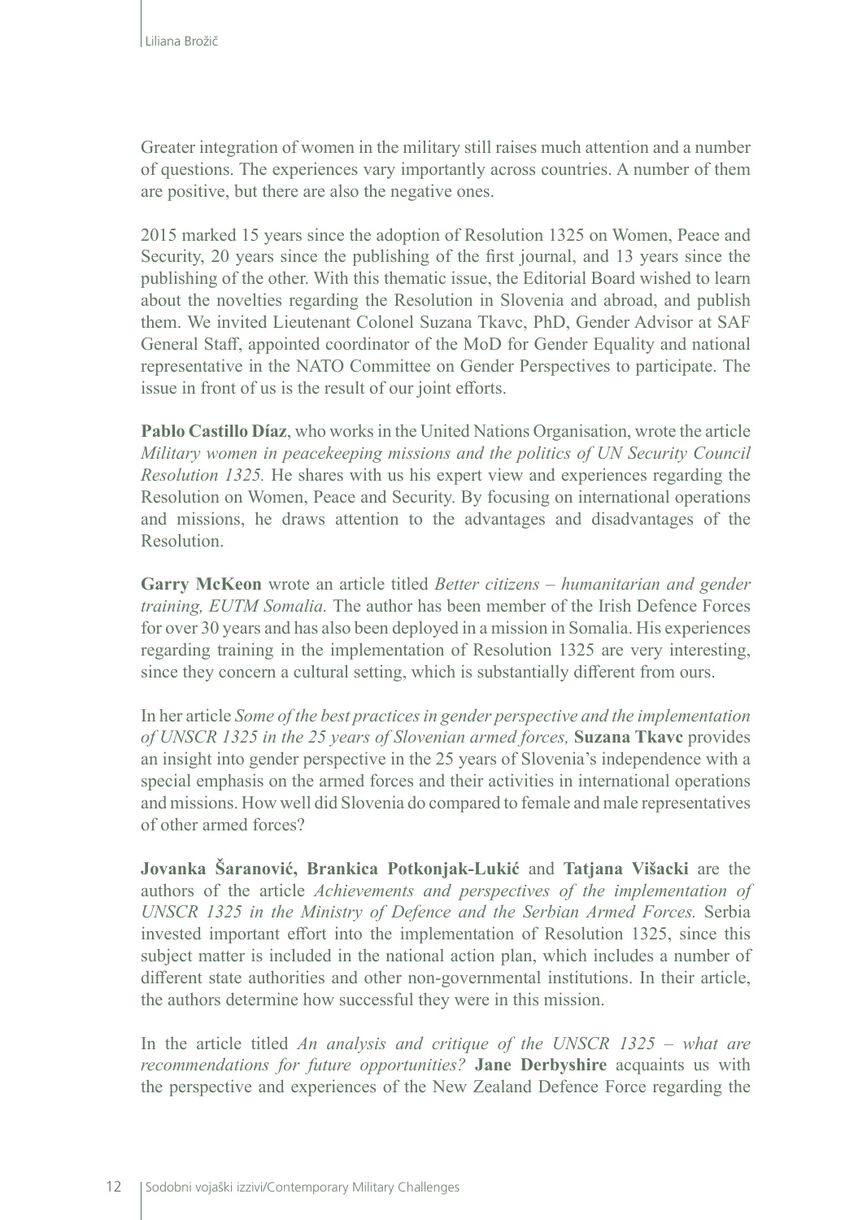Greater integration of women in the military still raises much attention and a number of questions. The experiences vary importantly across countries. A number of them are positive, but there are also the negative ones.

2015 marked 15 years since the adoption of Resolution 1325 on Women, Peace and Security, 20 years since the publishing of the first journal, and 13 years since the publishing of the other. With this thematic issue, the Editorial Board wished to learn about the novelties regarding the Resolution in Slovenia and abroad, and publish them. We invited Lieutenant Colonel Suzana Tkavc, PhD, Gender Advisor at SAF General Staff, appointed coordinator of the MoD for Gender Equality and national representative in the NATO Committee on Gender Perspectives to participate. The issue in front of us is the result of our joint efforts.

**Pablo Castillo Díaz**, who works in the United Nations Organisation, wrote the article *Military women in peacekeeping missions and the politics of UN Security Council Resolution 1325.* He shares with us his expert view and experiences regarding the Resolution on Women, Peace and Security. By focusing on international operations and missions, he draws attention to the advantages and disadvantages of the Resolution.

**Garry McKeon** wrote an article titled *Better citizens – humanitarian and gender training, EUTM Somalia.* The author has been member of the Irish Defence Forces for over 30 years and has also been deployed in a mission in Somalia. His experiences regarding training in the implementation of Resolution 1325 are very interesting, since they concern a cultural setting, which is substantially different from ours.

In her article *Some of the best practices in gender perspective and the implementation of UNSCR 1325 in the 25 years of Slovenian armed forces,* **Suzana Tkavc** provides an insight into gender perspective in the 25 years of Slovenia's independence with a special emphasis on the armed forces and their activities in international operations and missions. How well did Slovenia do compared to female and male representatives of other armed forces?

**Jovanka Šaranović, Brankica Potkonjak-Lukić** and **Tatjana Višacki** are the authors of the article *Achievements and perspectives of the implementation of UNSCR 1325 in the Ministry of Defence and the Serbian Armed Forces.* Serbia invested important effort into the implementation of Resolution 1325, since this subject matter is included in the national action plan, which includes a number of different state authorities and other non-governmental institutions. In their article, the authors determine how successful they were in this mission.

In the article titled *An analysis and critique of the UNSCR 1325 – what are recommendations for future opportunities?* **Jane Derbyshire** acquaints us with the perspective and experiences of the New Zealand Defence Force regarding the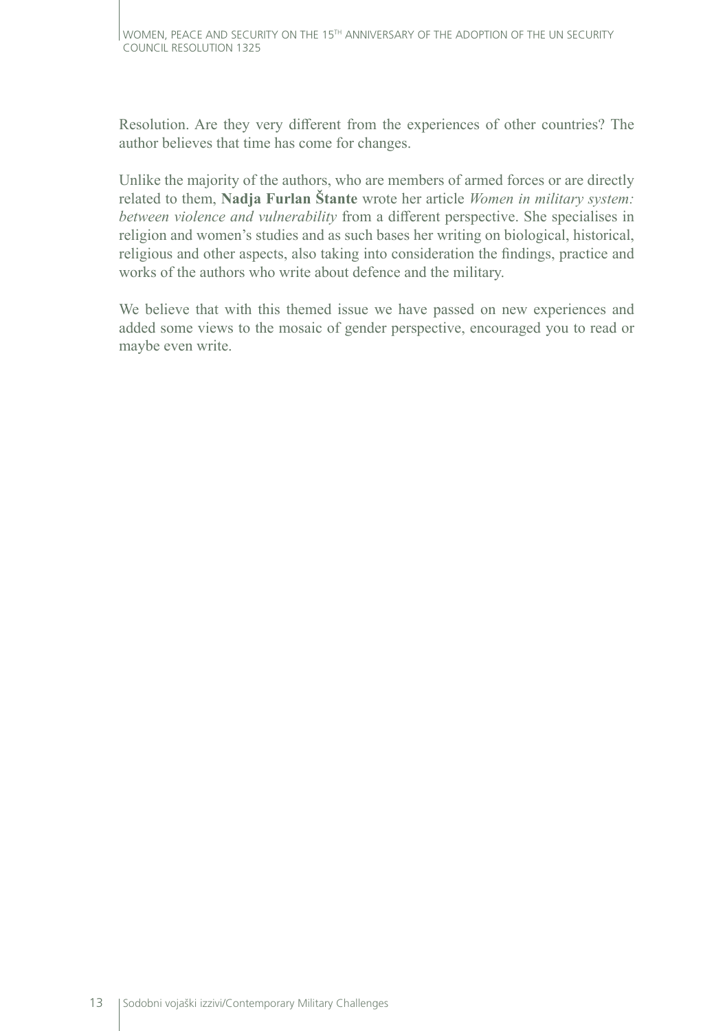Resolution. Are they very different from the experiences of other countries? The author believes that time has come for changes.

Unlike the majority of the authors, who are members of armed forces or are directly related to them, **Nadja Furlan Štante** wrote her article *Women in military system: between violence and vulnerability* from a different perspective. She specialises in religion and women's studies and as such bases her writing on biological, historical, religious and other aspects, also taking into consideration the findings, practice and works of the authors who write about defence and the military.

We believe that with this themed issue we have passed on new experiences and added some views to the mosaic of gender perspective, encouraged you to read or maybe even write.